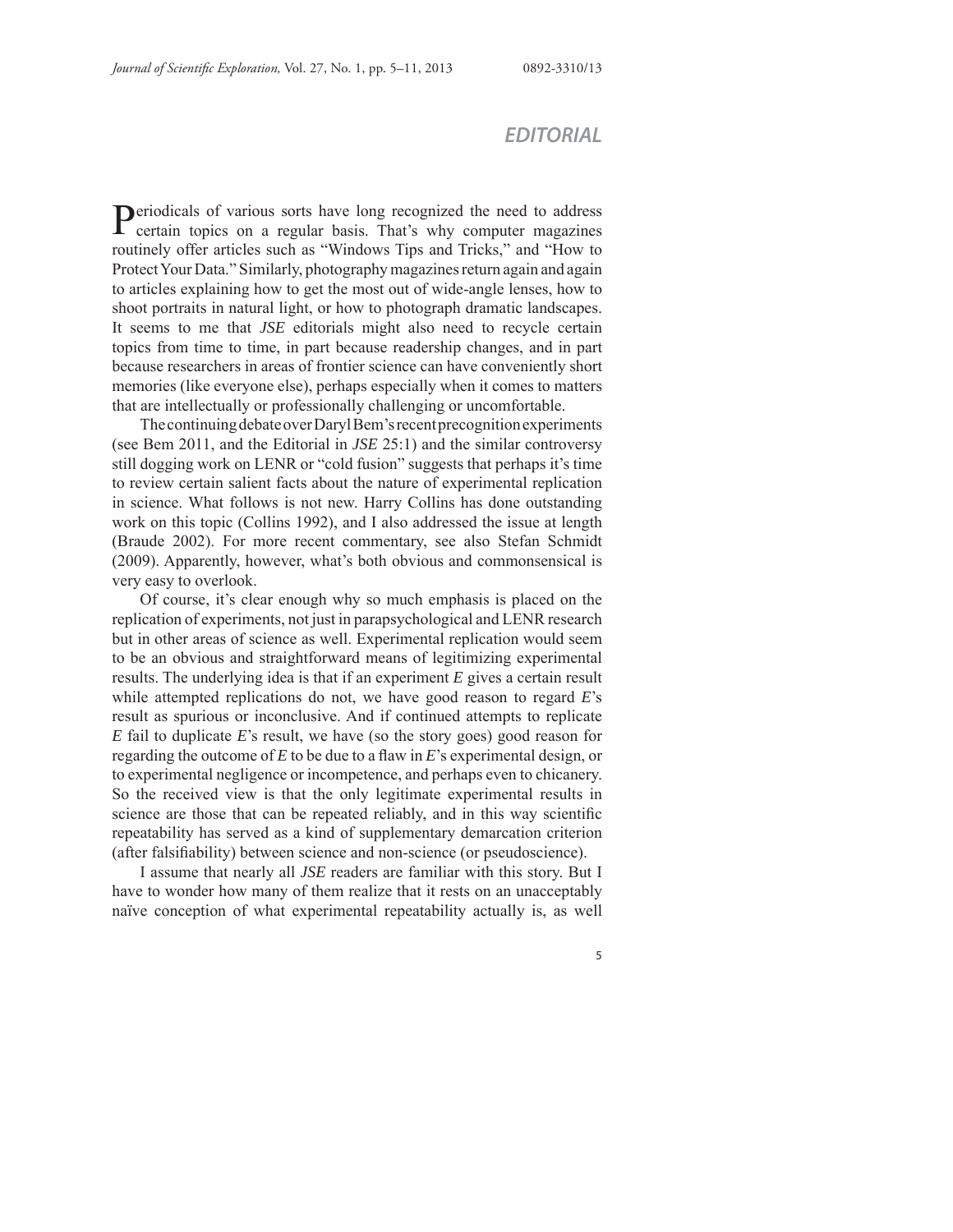# EDITORIAL

Periodicals of various sorts have long recognized the need to address certain topics on a regular basis. That's why computer magazines routinely offer articles such as "Windows Tips and Tricks," and "How to Protect Your Data." Similarly, photography magazines return again and again to articles explaining how to get the most out of wide-angle lenses, how to shoot portraits in natural light, or how to photograph dramatic landscapes. It seems to me that *JSE* editorials might also need to recycle certain topics from time to time, in part because readership changes, and in part because researchers in areas of frontier science can have conveniently short memories (like everyone else), perhaps especially when it comes to matters that are intellectually or professionally challenging or uncomfortable.

The continuing debate over Daryl Bem's recent precognition experiments (see Bem 2011, and the Editorial in *JSE* 25:1) and the similar controversy still dogging work on LENR or "cold fusion" suggests that perhaps it's time to review certain salient facts about the nature of experimental replication in science. What follows is not new. Harry Collins has done outstanding work on this topic (Collins 1992), and I also addressed the issue at length (Braude 2002). For more recent commentary, see also Stefan Schmidt (2009). Apparently, however, what's both obvious and commonsensical is very easy to overlook.

Of course, it's clear enough why so much emphasis is placed on the replication of experiments, not just in parapsychological and LENR research but in other areas of science as well. Experimental replication would seem to be an obvious and straightforward means of legitimizing experimental results. The underlying idea is that if an experiment *E* gives a certain result while attempted replications do not, we have good reason to regard *E*'s result as spurious or inconclusive. And if continued attempts to replicate *E* fail to duplicate *E*'s result, we have (so the story goes) good reason for regarding the outcome of *E* to be due to a flaw in *E*'s experimental design, or to experimental negligence or incompetence, and perhaps even to chicanery. So the received view is that the only legitimate experimental results in science are those that can be repeated reliably, and in this way scientific repeatability has served as a kind of supplementary demarcation criterion (after falsifiability) between science and non-science (or pseudoscience).

I assume that nearly all *JSE* readers are familiar with this story. But I have to wonder how many of them realize that it rests on an unacceptably naïve conception of what experimental repeatability actually is, as well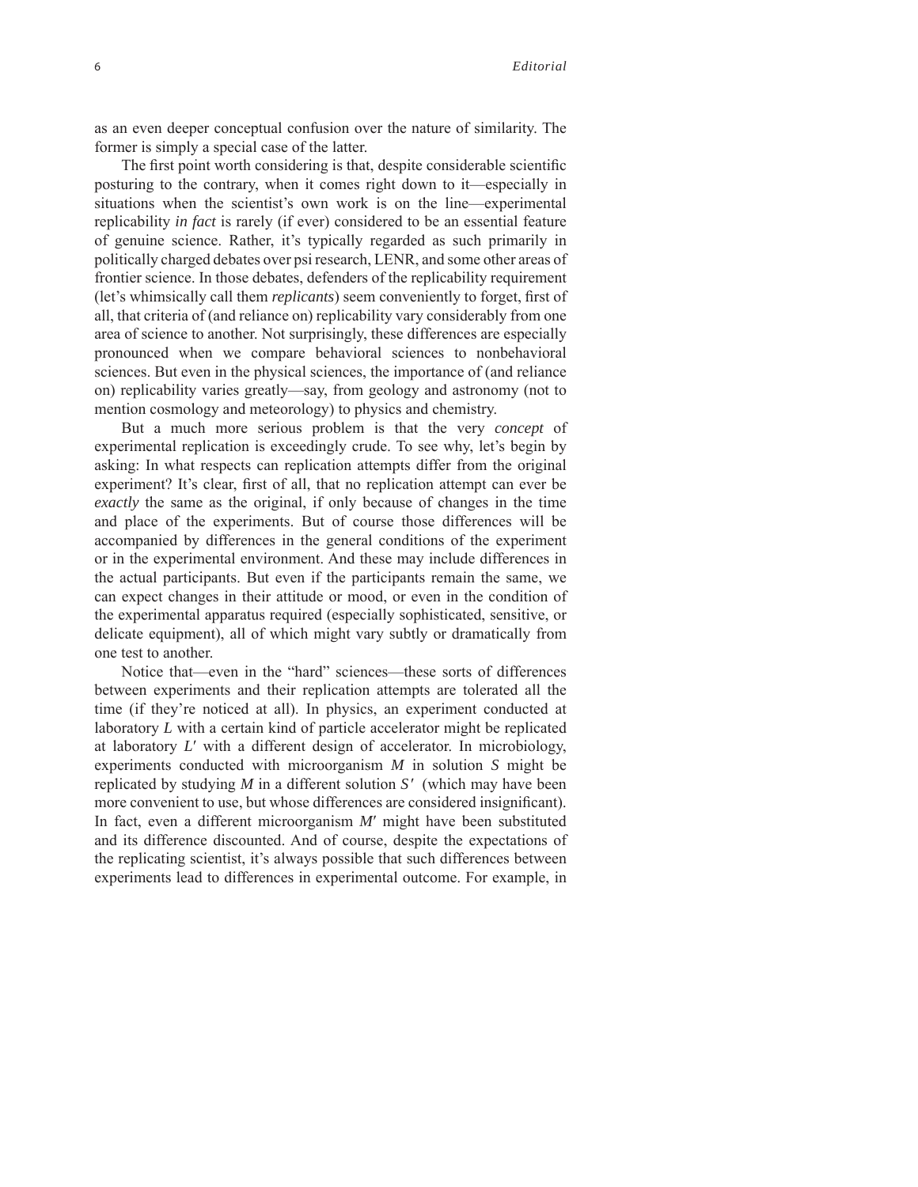as an even deeper conceptual confusion over the nature of similarity. The former is simply a special case of the latter.

The first point worth considering is that, despite considerable scientific posturing to the contrary, when it comes right down to it—especially in situations when the scientist's own work is on the line—experimental replicability *in fact* is rarely (if ever) considered to be an essential feature of genuine science. Rather, it's typically regarded as such primarily in politically charged debates over psi research, LENR, and some other areas of frontier science. In those debates, defenders of the replicability requirement (let's whimsically call them *replicants*) seem conveniently to forget, first of all, that criteria of (and reliance on) replicability vary considerably from one area of science to another. Not surprisingly, these differences are especially pronounced when we compare behavioral sciences to nonbehavioral sciences. But even in the physical sciences, the importance of (and reliance on) replicability varies greatly—say, from geology and astronomy (not to mention cosmology and meteorology) to physics and chemistry.

But a much more serious problem is that the very *concept* of experimental replication is exceedingly crude. To see why, let's begin by asking: In what respects can replication attempts differ from the original experiment? It's clear, first of all, that no replication attempt can ever be *exactly* the same as the original, if only because of changes in the time and place of the experiments. But of course those differences will be accompanied by differences in the general conditions of the experiment or in the experimental environment. And these may include differences in the actual participants. But even if the participants remain the same, we can expect changes in their attitude or mood, or even in the condition of the experimental apparatus required (especially sophisticated, sensitive, or delicate equipment), all of which might vary subtly or dramatically from one test to another.

Notice that—even in the "hard" sciences—these sorts of differences between experiments and their replication attempts are tolerated all the time (if they're noticed at all). In physics, an experiment conducted at laboratory *L* with a certain kind of particle accelerator might be replicated at laboratory *L′* with a different design of accelerator. In microbiology, experiments conducted with microorganism *M* in solution *S* might be replicated by studying *M* in a different solution *S′* (which may have been more convenient to use, but whose differences are considered insignificant). In fact, even a different microorganism *M′* might have been substituted and its difference discounted. And of course, despite the expectations of the replicating scientist, it's always possible that such differences between experiments lead to differences in experimental outcome. For example, in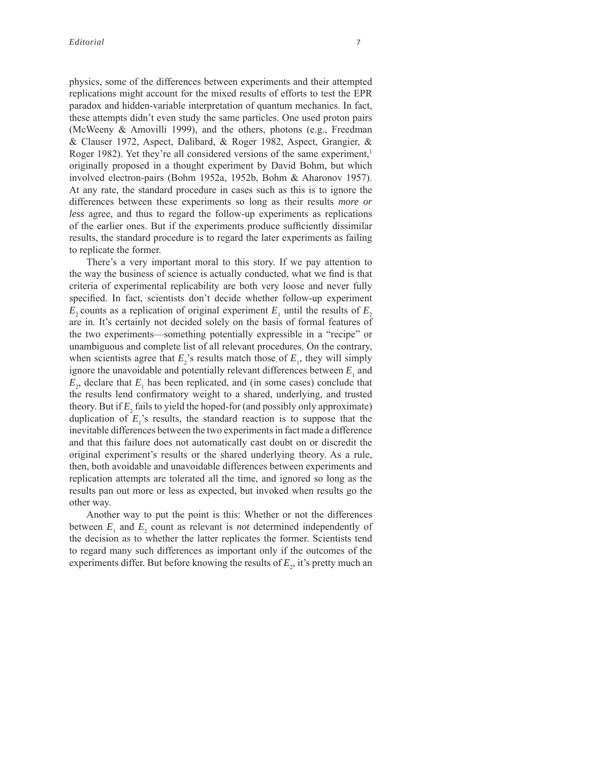physics, some of the differences between experiments and their attempted replications might account for the mixed results of efforts to test the EPR paradox and hidden-variable interpretation of quantum mechanics. In fact, these attempts didn't even study the same particles. One used proton pairs (McWeeny & Amovilli 1999), and the others, photons (e.g., Freedman & Clauser 1972, Aspect, Dalibard, & Roger 1982, Aspect, Grangier, & Roger 1982). Yet they're all considered versions of the same experiment,[1] originally proposed in a thought experiment by David Bohm, but which involved electron-pairs (Bohm 1952a, 1952b, Bohm & Aharonov 1957). At any rate, the standard procedure in cases such as this is to ignore the differences between these experiments so long as their results *more or less* agree, and thus to regard the follow-up experiments as replications of the earlier ones. But if the experiments produce sufficiently dissimilar results, the standard procedure is to regard the later experiments as failing to replicate the former.

There's a very important moral to this story. If we pay attention to the way the business of science is actually conducted, what we find is that criteria of experimental replicability are both very loose and never fully specified. In fact, scientists don't decide whether follow-up experiment $E_2$ counts as a replication of original experiment $E_1$ until the results of $E_2$ are in. It's certainly not decided solely on the basis of formal features of the two experiments—something potentially expressible in a "recipe" or unambiguous and complete list of all relevant procedures. On the contrary, when scientists agree that $E_2$'s results match those of $E_1$, they will simply ignore the unavoidable and potentially relevant differences between $E_1$ and $E_2$, declare that $E_1$ has been replicated, and (in some cases) conclude that the results lend confirmatory weight to a shared, underlying, and trusted theory. But if $E_2$ fails to yield the hoped-for (and possibly only approximate) duplication of $E_1$'s results, the standard reaction is to suppose that the inevitable differences between the two experiments in fact made a difference and that this failure does not automatically cast doubt on or discredit the original experiment's results or the shared underlying theory. As a rule, then, both avoidable and unavoidable differences between experiments and replication attempts are tolerated all the time, and ignored so long as the results pan out more or less as expected, but invoked when results go the other way.

Another way to put the point is this: Whether or not the differences between $E_1$ and $E_2$ count as relevant is *not* determined independently of the decision as to whether the latter replicates the former. Scientists tend to regard many such differences as important only if the outcomes of the experiments differ. But before knowing the results of $E_2$, it's pretty much an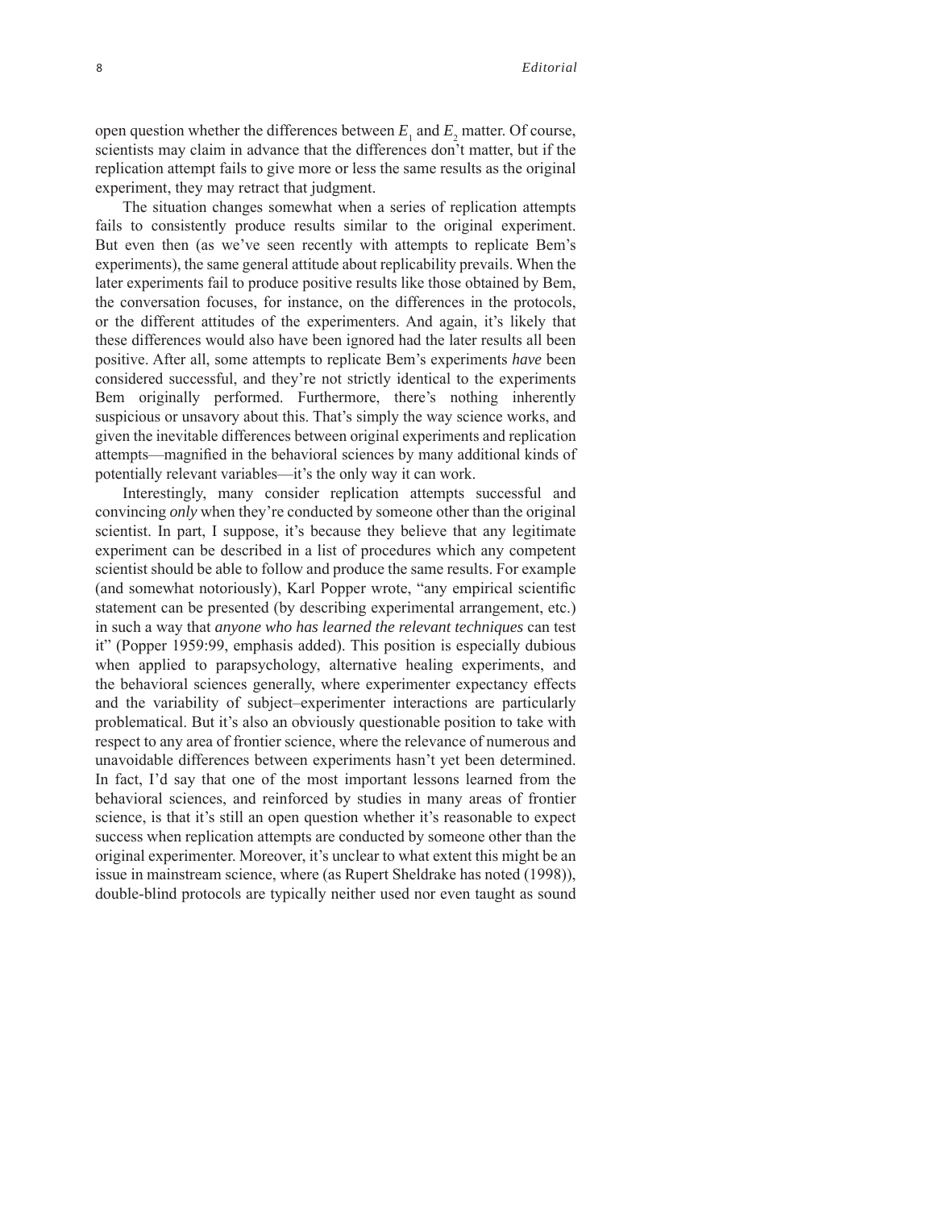open question whether the differences between $E_1$ and $E_2$ matter. Of course, scientists may claim in advance that the differences don't matter, but if the replication attempt fails to give more or less the same results as the original experiment, they may retract that judgment.

The situation changes somewhat when a series of replication attempts fails to consistently produce results similar to the original experiment. But even then (as we've seen recently with attempts to replicate Bem's experiments), the same general attitude about replicability prevails. When the later experiments fail to produce positive results like those obtained by Bem, the conversation focuses, for instance, on the differences in the protocols, or the different attitudes of the experimenters. And again, it's likely that these differences would also have been ignored had the later results all been positive. After all, some attempts to replicate Bem's experiments *have* been considered successful, and they're not strictly identical to the experiments Bem originally performed. Furthermore, there's nothing inherently suspicious or unsavory about this. That's simply the way science works, and given the inevitable differences between original experiments and replication attempts—magnified in the behavioral sciences by many additional kinds of potentially relevant variables—it's the only way it can work.

Interestingly, many consider replication attempts successful and convincing *only* when they're conducted by someone other than the original scientist. In part, I suppose, it's because they believe that any legitimate experiment can be described in a list of procedures which any competent scientist should be able to follow and produce the same results. For example (and somewhat notoriously), Karl Popper wrote, "any empirical scientific statement can be presented (by describing experimental arrangement, etc.) in such a way that *anyone who has learned the relevant techniques* can test it" (Popper 1959:99, emphasis added). This position is especially dubious when applied to parapsychology, alternative healing experiments, and the behavioral sciences generally, where experimenter expectancy effects and the variability of subject–experimenter interactions are particularly problematical. But it's also an obviously questionable position to take with respect to any area of frontier science, where the relevance of numerous and unavoidable differences between experiments hasn't yet been determined. In fact, I'd say that one of the most important lessons learned from the behavioral sciences, and reinforced by studies in many areas of frontier science, is that it's still an open question whether it's reasonable to expect success when replication attempts are conducted by someone other than the original experimenter. Moreover, it's unclear to what extent this might be an issue in mainstream science, where (as Rupert Sheldrake has noted (1998)), double-blind protocols are typically neither used nor even taught as sound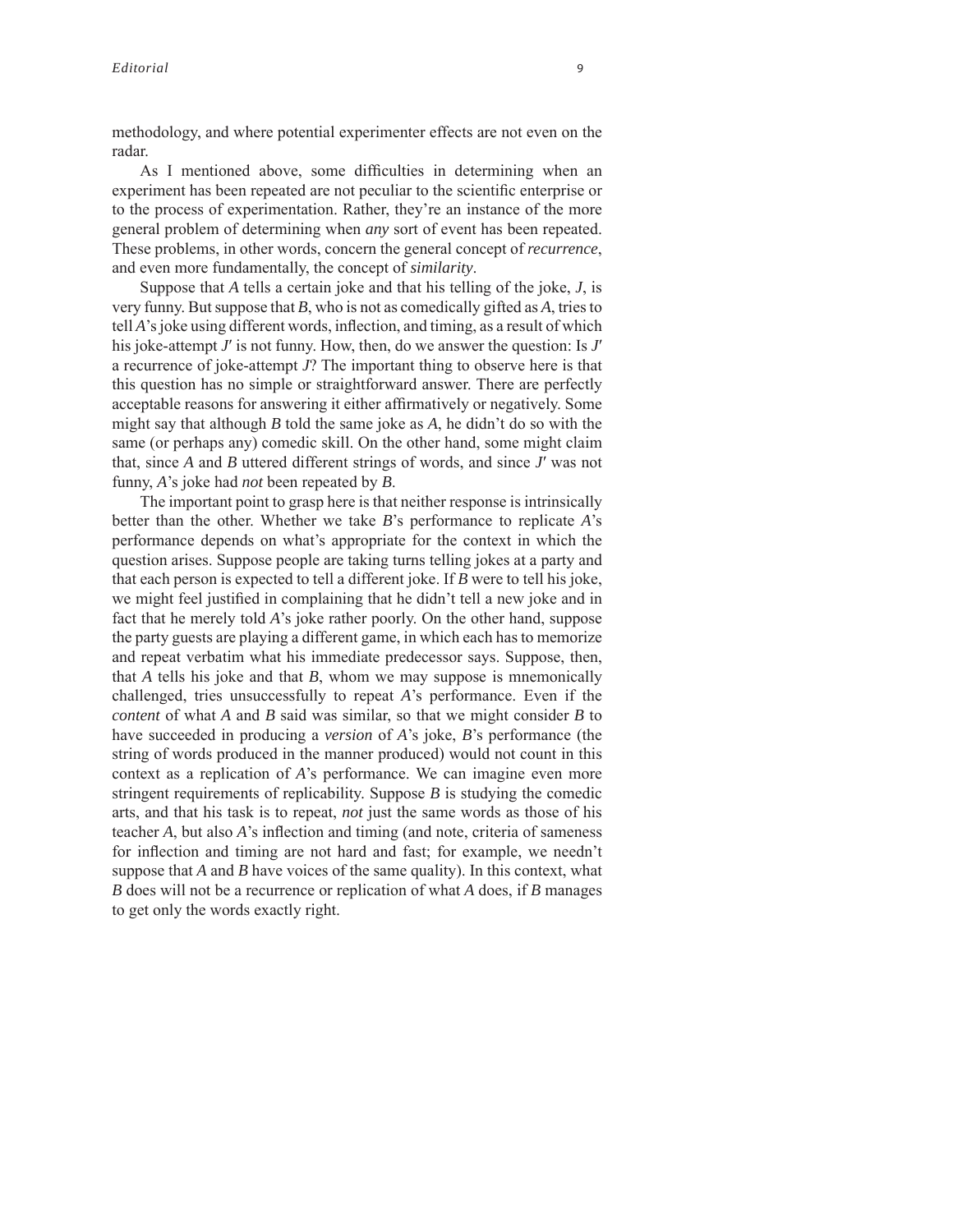methodology, and where potential experimenter effects are not even on the radar.

As I mentioned above, some difficulties in determining when an experiment has been repeated are not peculiar to the scientific enterprise or to the process of experimentation. Rather, they're an instance of the more general problem of determining when *any* sort of event has been repeated. These problems, in other words, concern the general concept of *recurrence*, and even more fundamentally, the concept of *similarity*.

Suppose that *A* tells a certain joke and that his telling of the joke, *J*, is very funny. But suppose that *B*, who is not as comedically gifted as *A*, tries to tell *A*'s joke using different words, inflection, and timing, as a result of which his joke-attempt *J′* is not funny. How, then, do we answer the question: Is *J′* a recurrence of joke-attempt *J*? The important thing to observe here is that this question has no simple or straightforward answer. There are perfectly acceptable reasons for answering it either affirmatively or negatively. Some might say that although *B* told the same joke as *A*, he didn't do so with the same (or perhaps any) comedic skill. On the other hand, some might claim that, since *A* and *B* uttered different strings of words, and since *J′* was not funny, *A*'s joke had *not* been repeated by *B*.

The important point to grasp here is that neither response is intrinsically better than the other. Whether we take *B*'s performance to replicate *A*'s performance depends on what's appropriate for the context in which the question arises. Suppose people are taking turns telling jokes at a party and that each person is expected to tell a different joke. If *B* were to tell his joke, we might feel justified in complaining that he didn't tell a new joke and in fact that he merely told *A*'s joke rather poorly. On the other hand, suppose the party guests are playing a different game, in which each has to memorize and repeat verbatim what his immediate predecessor says. Suppose, then, that *A* tells his joke and that *B*, whom we may suppose is mnemonically challenged, tries unsuccessfully to repeat *A*'s performance. Even if the *content* of what *A* and *B* said was similar, so that we might consider *B* to have succeeded in producing a *version* of *A*'s joke, *B*'s performance (the string of words produced in the manner produced) would not count in this context as a replication of *A*'s performance. We can imagine even more stringent requirements of replicability. Suppose *B* is studying the comedic arts, and that his task is to repeat, *not* just the same words as those of his teacher *A*, but also *A*'s inflection and timing (and note, criteria of sameness for inflection and timing are not hard and fast; for example, we needn't suppose that *A* and *B* have voices of the same quality). In this context, what *B* does will not be a recurrence or replication of what *A* does, if *B* manages to get only the words exactly right.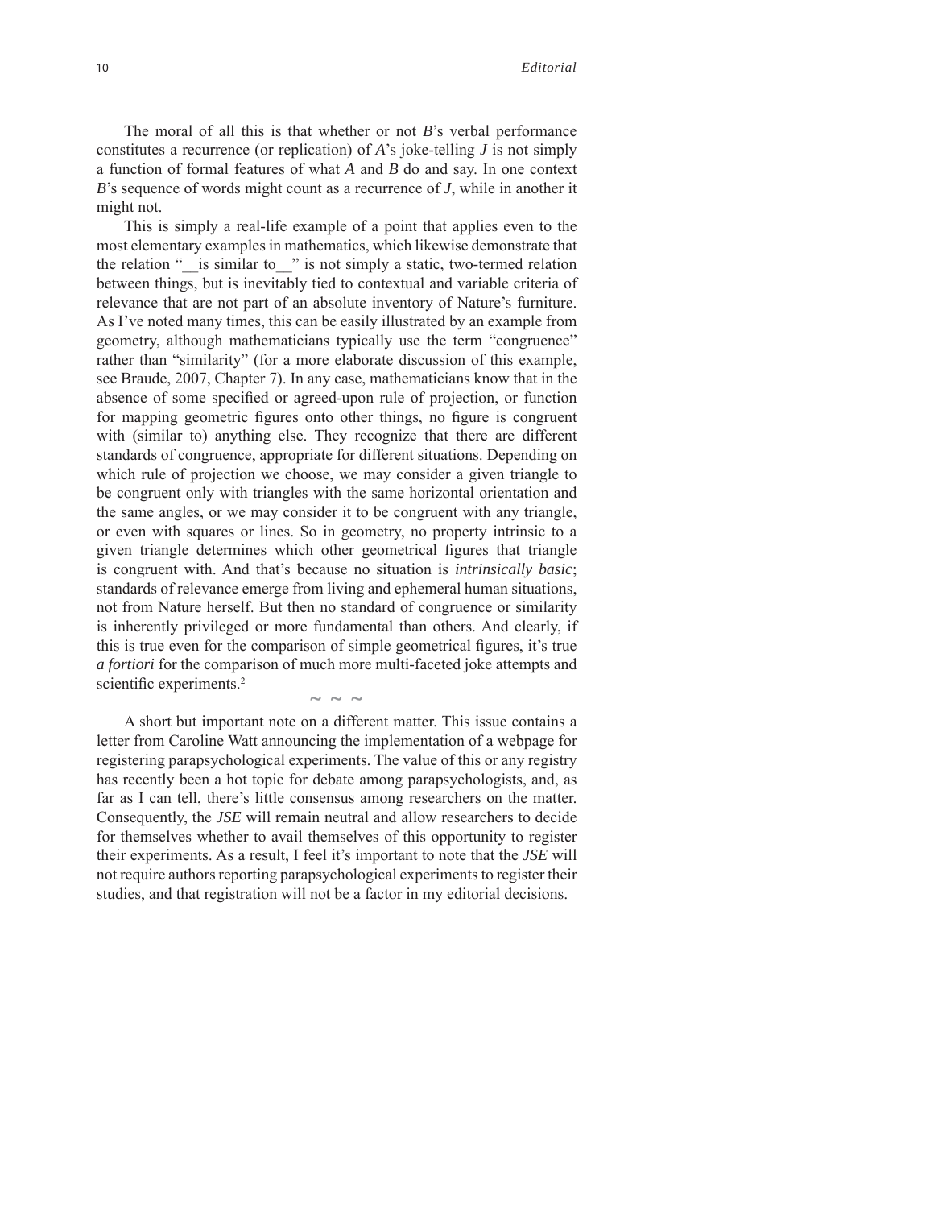The moral of all this is that whether or not *B*'s verbal performance constitutes a recurrence (or replication) of *A*'s joke-telling *J* is not simply a function of formal features of what *A* and *B* do and say. In one context *B*'s sequence of words might count as a recurrence of *J*, while in another it might not.

This is simply a real-life example of a point that applies even to the most elementary examples in mathematics, which likewise demonstrate that the relation "__is similar to__" is not simply a static, two-termed relation between things, but is inevitably tied to contextual and variable criteria of relevance that are not part of an absolute inventory of Nature's furniture. As I've noted many times, this can be easily illustrated by an example from geometry, although mathematicians typically use the term "congruence" rather than "similarity" (for a more elaborate discussion of this example, see Braude, 2007, Chapter 7). In any case, mathematicians know that in the absence of some specified or agreed-upon rule of projection, or function for mapping geometric figures onto other things, no figure is congruent with (similar to) anything else. They recognize that there are different standards of congruence, appropriate for different situations. Depending on which rule of projection we choose, we may consider a given triangle to be congruent only with triangles with the same horizontal orientation and the same angles, or we may consider it to be congruent with any triangle, or even with squares or lines. So in geometry, no property intrinsic to a given triangle determines which other geometrical figures that triangle is congruent with. And that's because no situation is *intrinsically basic*; standards of relevance emerge from living and ephemeral human situations, not from Nature herself. But then no standard of congruence or similarity is inherently privileged or more fundamental than others. And clearly, if this is true even for the comparison of simple geometrical figures, it's true *a fortiori* for the comparison of much more multi-faceted joke attempts and scientific experiments.[2]

~ ~ ~

A short but important note on a different matter. This issue contains a letter from Caroline Watt announcing the implementation of a webpage for registering parapsychological experiments. The value of this or any registry has recently been a hot topic for debate among parapsychologists, and, as far as I can tell, there's little consensus among researchers on the matter. Consequently, the *JSE* will remain neutral and allow researchers to decide for themselves whether to avail themselves of this opportunity to register their experiments. As a result, I feel it's important to note that the *JSE* will not require authors reporting parapsychological experiments to register their studies, and that registration will not be a factor in my editorial decisions.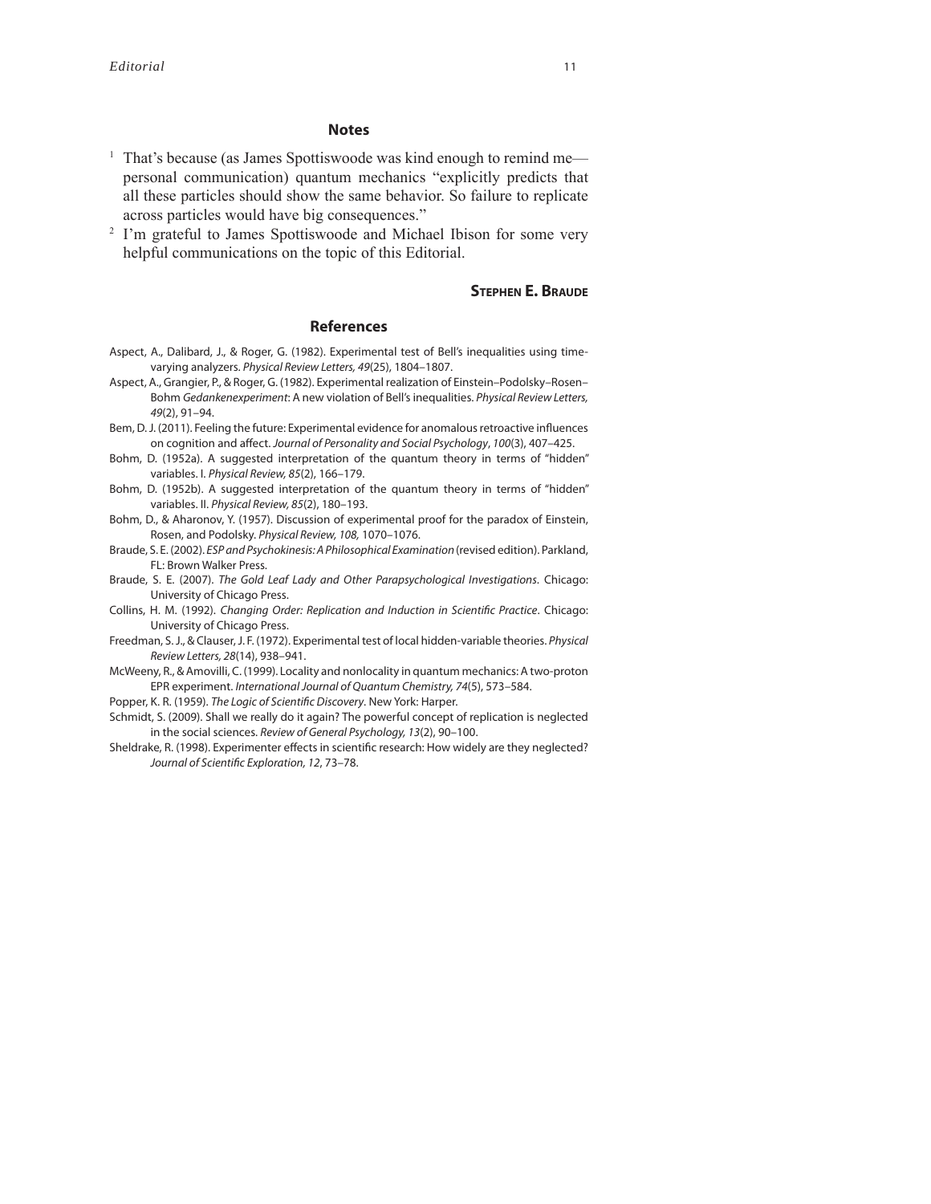## Notes

[1] That's because (as James Spottiswoode was kind enough to remind me—personal communication) quantum mechanics "explicitly predicts that all these particles should show the same behavior. So failure to replicate across particles would have big consequences."

[2] I'm grateful to James Spottiswoode and Michael Ibison for some very helpful communications on the topic of this Editorial.

**STEPHEN E. BRAUDE**

## References

Aspect, A., Dalibard, J., & Roger, G. (1982). Experimental test of Bell's inequalities using time-varying analyzers. *Physical Review Letters, 49*(25), 1804–1807.

Aspect, A., Grangier, P., & Roger, G. (1982). Experimental realization of Einstein–Podolsky–Rosen–Bohm *Gedankenexperiment*: A new violation of Bell's inequalities. *Physical Review Letters, 49*(2), 91–94.

Bem, D. J. (2011). Feeling the future: Experimental evidence for anomalous retroactive influences on cognition and affect. *Journal of Personality and Social Psychology*, *100*(3), 407–425.

Bohm, D. (1952a). A suggested interpretation of the quantum theory in terms of "hidden" variables. I. *Physical Review, 85*(2), 166–179.

Bohm, D. (1952b). A suggested interpretation of the quantum theory in terms of "hidden" variables. II. *Physical Review, 85*(2), 180–193.

Bohm, D., & Aharonov, Y. (1957). Discussion of experimental proof for the paradox of Einstein, Rosen, and Podolsky. *Physical Review, 108,* 1070–1076.

Braude, S. E. (2002). *ESP and Psychokinesis: A Philosophical Examination* (revised edition). Parkland, FL: Brown Walker Press.

Braude, S. E. (2007). *The Gold Leaf Lady and Other Parapsychological Investigations*. Chicago: University of Chicago Press.

Collins, H. M. (1992). *Changing Order: Replication and Induction in Scientific Practice*. Chicago: University of Chicago Press.

Freedman, S. J., & Clauser, J. F. (1972). Experimental test of local hidden-variable theories. *Physical Review Letters, 28*(14), 938–941.

McWeeny, R., & Amovilli, C. (1999). Locality and nonlocality in quantum mechanics: A two-proton EPR experiment. *International Journal of Quantum Chemistry, 74*(5), 573–584.

Popper, K. R. (1959). *The Logic of Scientific Discovery*. New York: Harper.

Schmidt, S. (2009). Shall we really do it again? The powerful concept of replication is neglected in the social sciences. *Review of General Psychology, 13*(2), 90–100.

Sheldrake, R. (1998). Experimenter effects in scientific research: How widely are they neglected? *Journal of Scientific Exploration, 12*, 73–78.